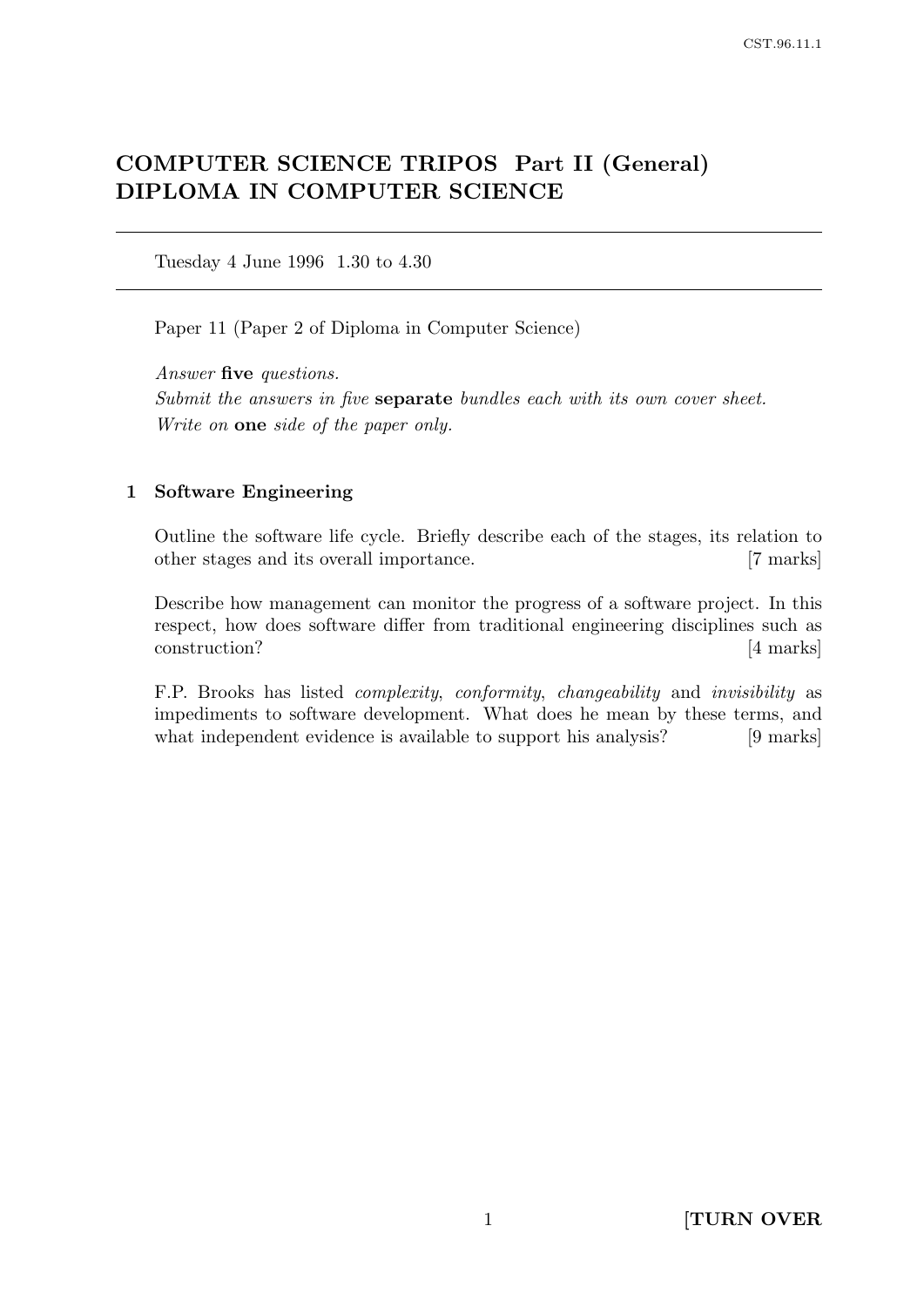# COMPUTER SCIENCE TRIPOS Part II (General)
# DIPLOMA IN COMPUTER SCIENCE

---

Tuesday 4 June 1996 1.30 to 4.30

---

Paper 11 (Paper 2 of Diploma in Computer Science)

*Answer* **five** *questions.*
*Submit the answers in five* **separate** *bundles each with its own cover sheet.*
*Write on* **one** *side of the paper only.*

## 1 Software Engineering

Outline the software life cycle. Briefly describe each of the stages, its relation to other stages and its overall importance. [7 marks]

Describe how management can monitor the progress of a software project. In this respect, how does software differ from traditional engineering disciplines such as construction? [4 marks]

F.P. Brooks has listed *complexity*, *conformity*, *changeability* and *invisibility* as impediments to software development. What does he mean by these terms, and what independent evidence is available to support his analysis? [9 marks]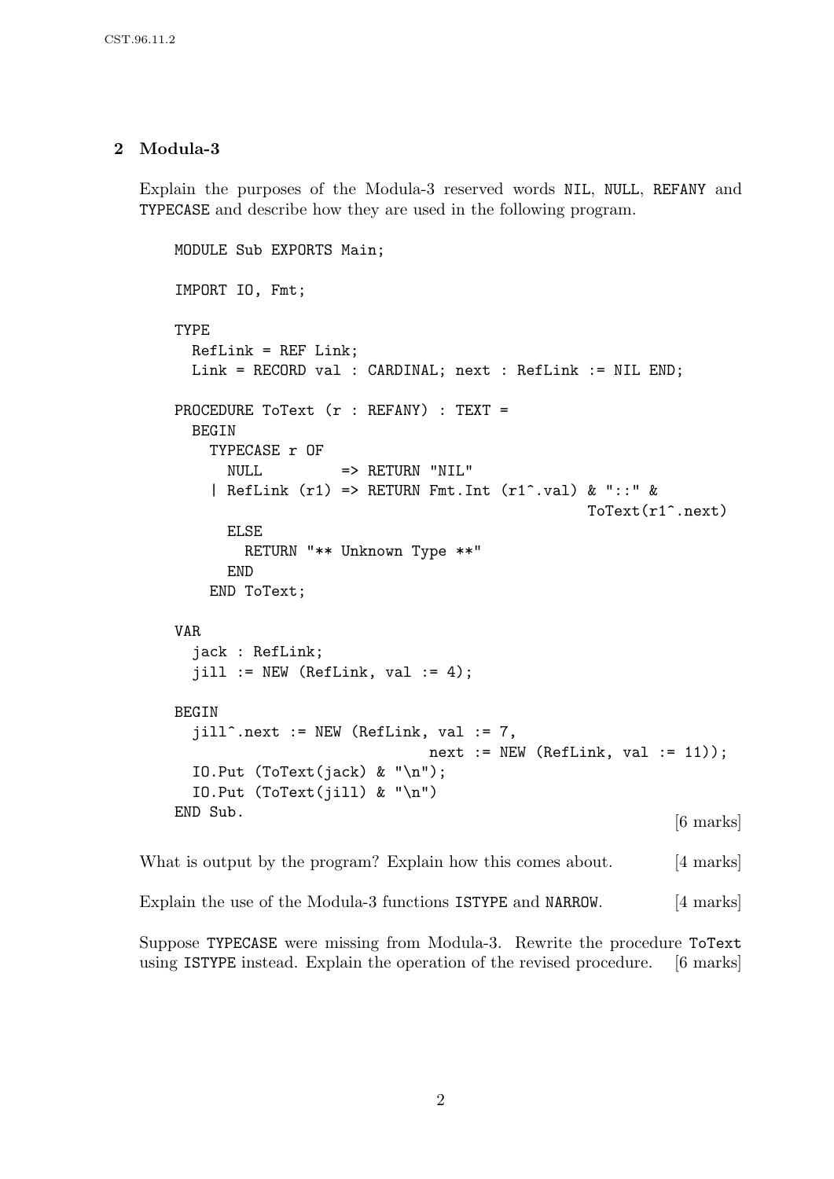## 2 Modula-3

Explain the purposes of the Modula-3 reserved words `NIL`, `NULL`, `REFANY` and `TYPECASE` and describe how they are used in the following program.

```
MODULE Sub EXPORTS Main;

IMPORT IO, Fmt;

TYPE
  RefLink = REF Link;
  Link = RECORD val : CARDINAL; next : RefLink := NIL END;

PROCEDURE ToText (r : REFANY) : TEXT =
  BEGIN
    TYPECASE r OF
      NULL        => RETURN "NIL"
    | RefLink (r1) => RETURN Fmt.Int (r1^.val) & "::" &
                                              ToText(r1^.next)
      ELSE
        RETURN "** Unknown Type **"
      END
    END ToText;

VAR
  jack : RefLink;
  jill := NEW (RefLink, val := 4);

BEGIN
  jill^.next := NEW (RefLink, val := 7,
                          next := NEW (RefLink, val := 11));
  IO.Put (ToText(jack) & "\n");
  IO.Put (ToText(jill) & "\n")
END Sub.
```

[6 marks]

What is output by the program? Explain how this comes about. [4 marks]

Explain the use of the Modula-3 functions `ISTYPE` and `NARROW`. [4 marks]

Suppose `TYPECASE` were missing from Modula-3. Rewrite the procedure `ToText` using `ISTYPE` instead. Explain the operation of the revised procedure. [6 marks]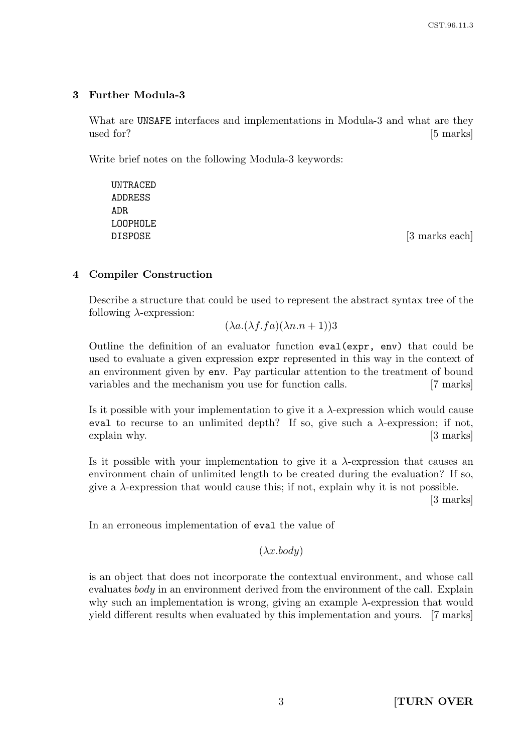## 3 Further Modula-3

What are `UNSAFE` interfaces and implementations in Modula-3 and what are they used for? [5 marks]

Write brief notes on the following Modula-3 keywords:

```
UNTRACED
ADDRESS
ADR
LOOPHOLE
DISPOSE
```

[3 marks each]

## 4 Compiler Construction

Describe a structure that could be used to represent the abstract syntax tree of the following $\lambda$-expression:

$$(\lambda a.(\lambda f.fa)(\lambda n.n + 1))3$$

Outline the definition of an evaluator function `eval(expr, env)` that could be used to evaluate a given expression `expr` represented in this way in the context of an environment given by `env`. Pay particular attention to the treatment of bound variables and the mechanism you use for function calls. [7 marks]

Is it possible with your implementation to give it a $\lambda$-expression which would cause `eval` to recurse to an unlimited depth? If so, give such a $\lambda$-expression; if not, explain why. [3 marks]

Is it possible with your implementation to give it a $\lambda$-expression that causes an environment chain of unlimited length to be created during the evaluation? If so, give a $\lambda$-expression that would cause this; if not, explain why it is not possible. [3 marks]

In an erroneous implementation of `eval` the value of

$$(\lambda x.body)$$

is an object that does not incorporate the contextual environment, and whose call evaluates *body* in an environment derived from the environment of the call. Explain why such an implementation is wrong, giving an example $\lambda$-expression that would yield different results when evaluated by this implementation and yours. [7 marks]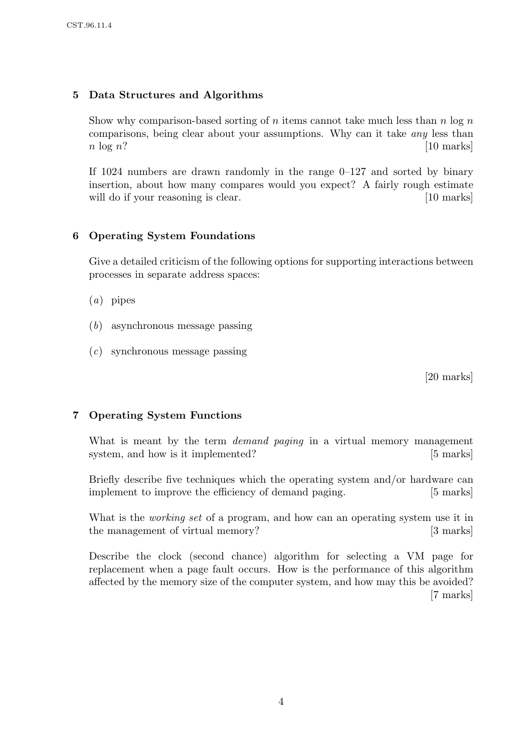## 5 Data Structures and Algorithms

Show why comparison-based sorting of $n$ items cannot take much less than $n \log n$ comparisons, being clear about your assumptions. Why can it take *any* less than $n \log n$? [10 marks]

If 1024 numbers are drawn randomly in the range 0–127 and sorted by binary insertion, about how many compares would you expect? A fairly rough estimate will do if your reasoning is clear. [10 marks]

## 6 Operating System Foundations

Give a detailed criticism of the following options for supporting interactions between processes in separate address spaces:

(*a*) pipes

(*b*) asynchronous message passing

(*c*) synchronous message passing

[20 marks]

## 7 Operating System Functions

What is meant by the term *demand paging* in a virtual memory management system, and how is it implemented? [5 marks]

Briefly describe five techniques which the operating system and/or hardware can implement to improve the efficiency of demand paging. [5 marks]

What is the *working set* of a program, and how can an operating system use it in the management of virtual memory? [3 marks]

Describe the clock (second chance) algorithm for selecting a VM page for replacement when a page fault occurs. How is the performance of this algorithm affected by the memory size of the computer system, and how may this be avoided? [7 marks]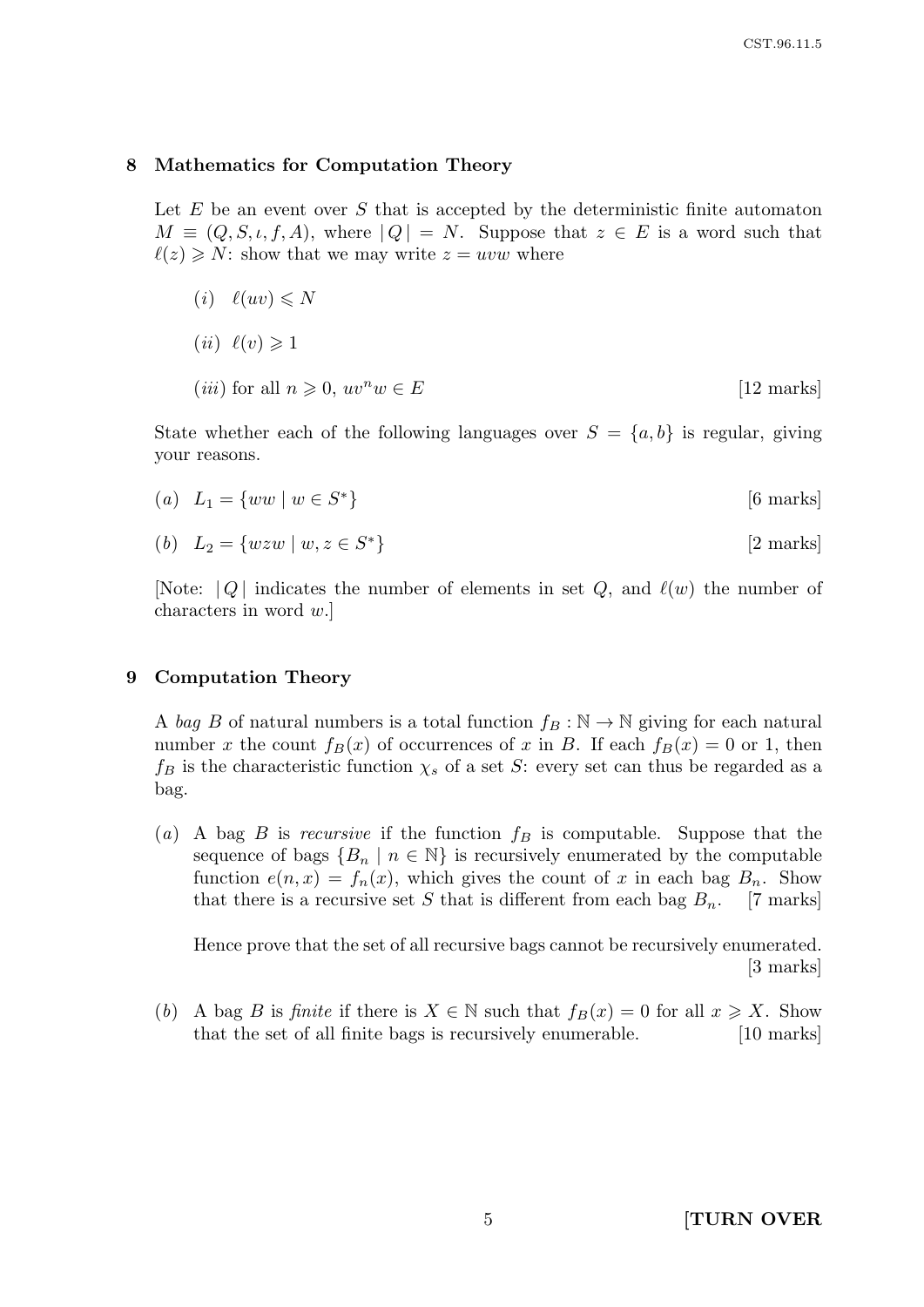## 8 Mathematics for Computation Theory

Let $E$ be an event over $S$ that is accepted by the deterministic finite automaton $M \equiv (Q, S, \iota, f, A)$, where $|Q| = N$. Suppose that $z \in E$ is a word such that $\ell(z) \geqslant N$: show that we may write $z = uvw$ where

(*i*) $\ell(uv) \leqslant N$

(*ii*) $\ell(v) \geqslant 1$

(*iii*) for all $n \geqslant 0$, $uv^n w \in E$ [12 marks]

State whether each of the following languages over $S = \{a, b\}$ is regular, giving your reasons.

(*a*) $L_1 = \{ww \mid w \in S^*\}$ [6 marks]

(*b*) $L_2 = \{wzw \mid w, z \in S^*\}$ [2 marks]

[Note: $|Q|$ indicates the number of elements in set $Q$, and $\ell(w)$ the number of characters in word $w$.]

## 9 Computation Theory

A *bag* $B$ of natural numbers is a total function $f_B : \mathbb{N} \to \mathbb{N}$ giving for each natural number $x$ the count $f_B(x)$ of occurrences of $x$ in $B$. If each $f_B(x) = 0$ or 1, then $f_B$ is the characteristic function $\chi_s$ of a set $S$: every set can thus be regarded as a bag.

(*a*) A bag $B$ is *recursive* if the function $f_B$ is computable. Suppose that the sequence of bags $\{B_n \mid n \in \mathbb{N}\}$ is recursively enumerated by the computable function $e(n, x) = f_n(x)$, which gives the count of $x$ in each bag $B_n$. Show that there is a recursive set $S$ that is different from each bag $B_n$. [7 marks]

Hence prove that the set of all recursive bags cannot be recursively enumerated. [3 marks]

(*b*) A bag $B$ is *finite* if there is $X \in \mathbb{N}$ such that $f_B(x) = 0$ for all $x \geqslant X$. Show that the set of all finite bags is recursively enumerable. [10 marks]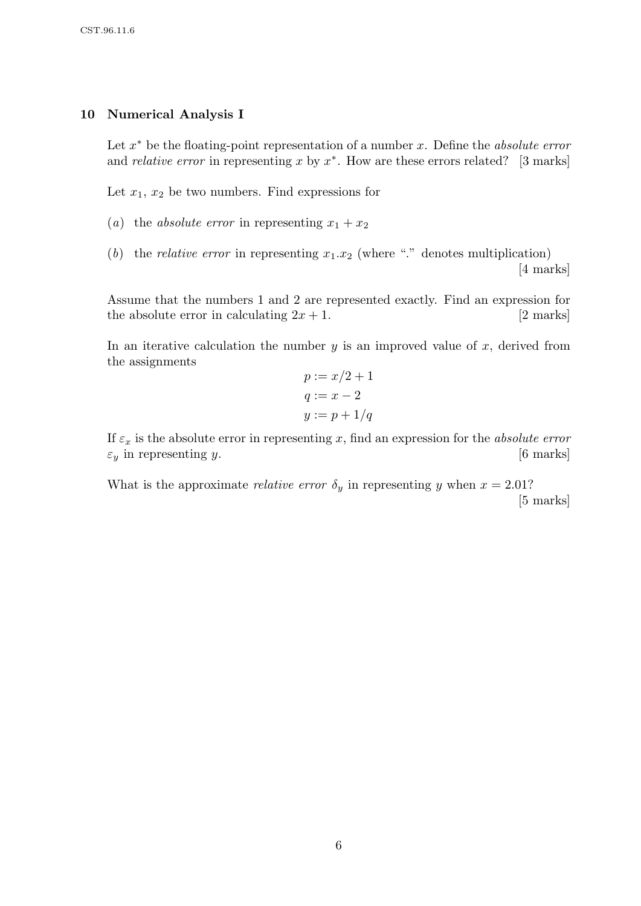## 10 Numerical Analysis I

Let $x^*$ be the floating-point representation of a number $x$. Define the *absolute error* and *relative error* in representing $x$ by $x^*$. How are these errors related? [3 marks]

Let $x_1$, $x_2$ be two numbers. Find expressions for

(*a*) the *absolute error* in representing $x_1 + x_2$

(*b*) the *relative error* in representing $x_1.x_2$ (where "." denotes multiplication) [4 marks]

Assume that the numbers 1 and 2 are represented exactly. Find an expression for the absolute error in calculating $2x + 1$. [2 marks]

In an iterative calculation the number $y$ is an improved value of $x$, derived from the assignments

$$
\begin{aligned}
p &:= x/2 + 1 \\
q &:= x - 2 \\
y &:= p + 1/q
\end{aligned}
$$

If $\varepsilon_x$ is the absolute error in representing $x$, find an expression for the *absolute error* $\varepsilon_y$ in representing $y$. [6 marks]

What is the approximate *relative error* $\delta_y$ in representing $y$ when $x = 2.01$? [5 marks]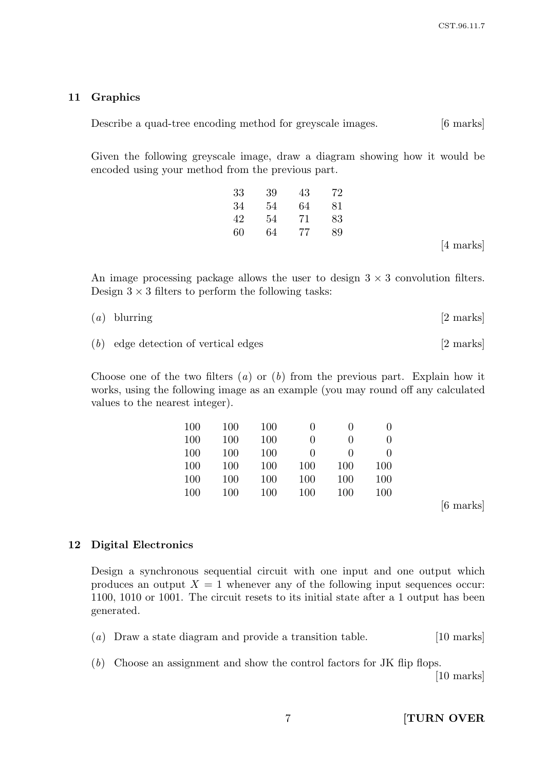## 11 Graphics

Describe a quad-tree encoding method for greyscale images. [6 marks]

Given the following greyscale image, draw a diagram showing how it would be encoded using your method from the previous part.

| | | | |
|---|---|---|---|
| 33 | 39 | 43 | 72 |
| 34 | 54 | 64 | 81 |
| 42 | 54 | 71 | 83 |
| 60 | 64 | 77 | 89 |

[4 marks]

An image processing package allows the user to design $3 \times 3$ convolution filters. Design $3 \times 3$ filters to perform the following tasks:

(*a*) blurring [2 marks]

(*b*) edge detection of vertical edges [2 marks]

Choose one of the two filters (*a*) or (*b*) from the previous part. Explain how it works, using the following image as an example (you may round off any calculated values to the nearest integer).

| | | | | | |
|---|---|---|---|---|---|
| 100 | 100 | 100 | 0 | 0 | 0 |
| 100 | 100 | 100 | 0 | 0 | 0 |
| 100 | 100 | 100 | 0 | 0 | 0 |
| 100 | 100 | 100 | 100 | 100 | 100 |
| 100 | 100 | 100 | 100 | 100 | 100 |
| 100 | 100 | 100 | 100 | 100 | 100 |

[6 marks]

## 12 Digital Electronics

Design a synchronous sequential circuit with one input and one output which produces an output $X = 1$ whenever any of the following input sequences occur: 1100, 1010 or 1001. The circuit resets to its initial state after a 1 output has been generated.

(*a*) Draw a state diagram and provide a transition table. [10 marks]

(*b*) Choose an assignment and show the control factors for JK flip flops. [10 marks]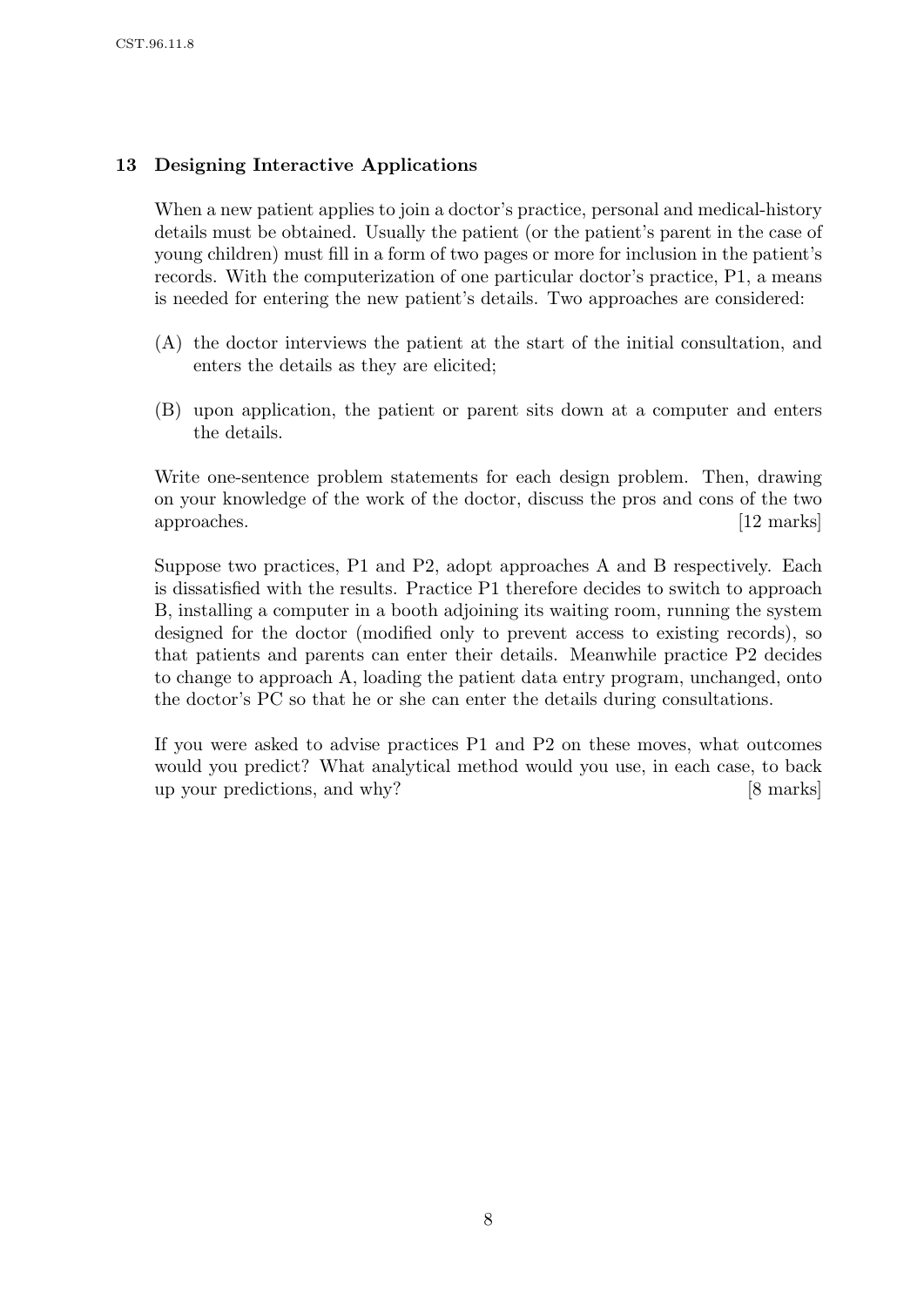## 13 Designing Interactive Applications

When a new patient applies to join a doctor's practice, personal and medical-history details must be obtained. Usually the patient (or the patient's parent in the case of young children) must fill in a form of two pages or more for inclusion in the patient's records. With the computerization of one particular doctor's practice, P1, a means is needed for entering the new patient's details. Two approaches are considered:

(A) the doctor interviews the patient at the start of the initial consultation, and enters the details as they are elicited;

(B) upon application, the patient or parent sits down at a computer and enters the details.

Write one-sentence problem statements for each design problem. Then, drawing on your knowledge of the work of the doctor, discuss the pros and cons of the two approaches. [12 marks]

Suppose two practices, P1 and P2, adopt approaches A and B respectively. Each is dissatisfied with the results. Practice P1 therefore decides to switch to approach B, installing a computer in a booth adjoining its waiting room, running the system designed for the doctor (modified only to prevent access to existing records), so that patients and parents can enter their details. Meanwhile practice P2 decides to change to approach A, loading the patient data entry program, unchanged, onto the doctor's PC so that he or she can enter the details during consultations.

If you were asked to advise practices P1 and P2 on these moves, what outcomes would you predict? What analytical method would you use, in each case, to back up your predictions, and why? [8 marks]